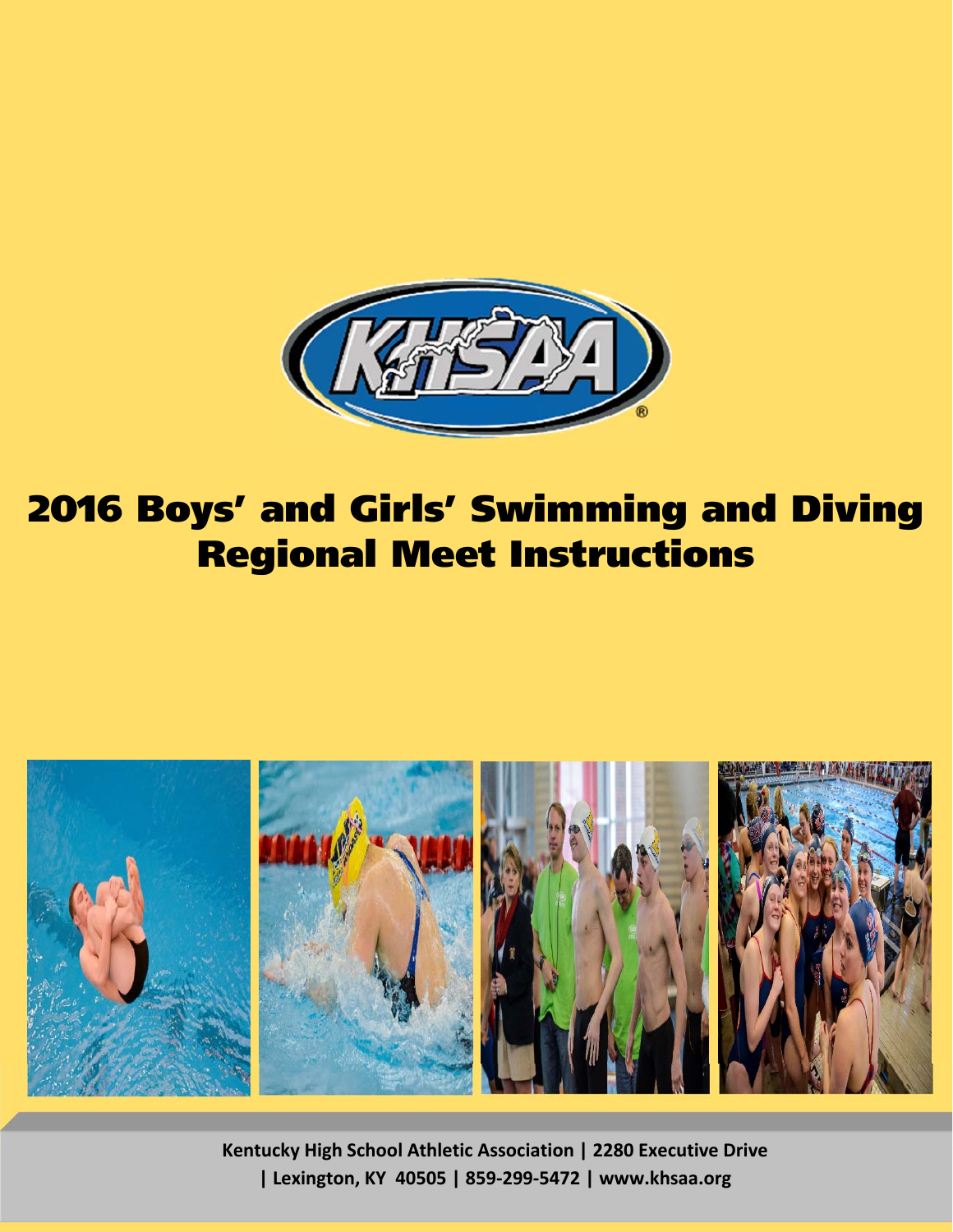# 2016 Boys' and Girls' Swimming and Diving Regional Meet Instructions

Kentucky High School Athletic Association | 2280 Executive Drive | Lexington, KY 40505 | 859-299-5472 | www.khsaa.org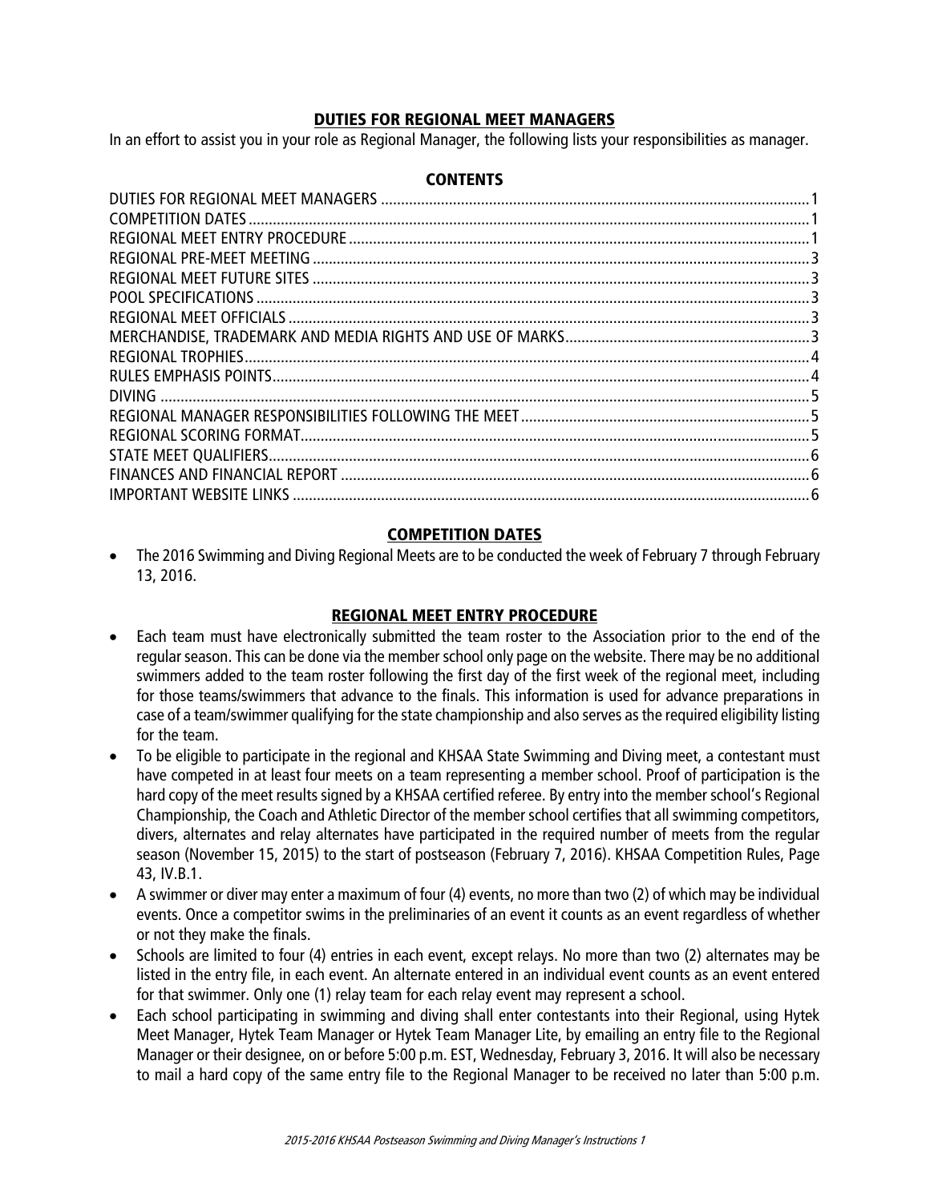## DUTIES FOR REGIONAL MEET MANAGERS

In an effort to assist you in your role as Regional Manager, the following lists your responsibilities as manager.

### CONTENTS

| | |
|---|---|
| DUTIES FOR REGIONAL MEET MANAGERS | 1 |
| COMPETITION DATES | 1 |
| REGIONAL MEET ENTRY PROCEDURE | 1 |
| REGIONAL PRE-MEET MEETING | 3 |
| REGIONAL MEET FUTURE SITES | 3 |
| POOL SPECIFICATIONS | 3 |
| REGIONAL MEET OFFICIALS | 3 |
| MERCHANDISE, TRADEMARK AND MEDIA RIGHTS AND USE OF MARKS | 3 |
| REGIONAL TROPHIES | 4 |
| RULES EMPHASIS POINTS | 4 |
| DIVING | 5 |
| REGIONAL MANAGER RESPONSIBILITIES FOLLOWING THE MEET | 5 |
| REGIONAL SCORING FORMAT | 5 |
| STATE MEET QUALIFIERS | 6 |
| FINANCES AND FINANCIAL REPORT | 6 |
| IMPORTANT WEBSITE LINKS | 6 |

## COMPETITION DATES

- The 2016 Swimming and Diving Regional Meets are to be conducted the week of February 7 through February 13, 2016.

## REGIONAL MEET ENTRY PROCEDURE

- Each team must have electronically submitted the team roster to the Association prior to the end of the regular season. This can be done via the member school only page on the website. There may be no additional swimmers added to the team roster following the first day of the first week of the regional meet, including for those teams/swimmers that advance to the finals. This information is used for advance preparations in case of a team/swimmer qualifying for the state championship and also serves as the required eligibility listing for the team.
- To be eligible to participate in the regional and KHSAA State Swimming and Diving meet, a contestant must have competed in at least four meets on a team representing a member school. Proof of participation is the hard copy of the meet results signed by a KHSAA certified referee. By entry into the member school's Regional Championship, the Coach and Athletic Director of the member school certifies that all swimming competitors, divers, alternates and relay alternates have participated in the required number of meets from the regular season (November 15, 2015) to the start of postseason (February 7, 2016). KHSAA Competition Rules, Page 43, IV.B.1.
- A swimmer or diver may enter a maximum of four (4) events, no more than two (2) of which may be individual events. Once a competitor swims in the preliminaries of an event it counts as an event regardless of whether or not they make the finals.
- Schools are limited to four (4) entries in each event, except relays. No more than two (2) alternates may be listed in the entry file, in each event. An alternate entered in an individual event counts as an event entered for that swimmer. Only one (1) relay team for each relay event may represent a school.
- Each school participating in swimming and diving shall enter contestants into their Regional, using Hytek Meet Manager, Hytek Team Manager or Hytek Team Manager Lite, by emailing an entry file to the Regional Manager or their designee, on or before 5:00 p.m. EST, Wednesday, February 3, 2016. It will also be necessary to mail a hard copy of the same entry file to the Regional Manager to be received no later than 5:00 p.m.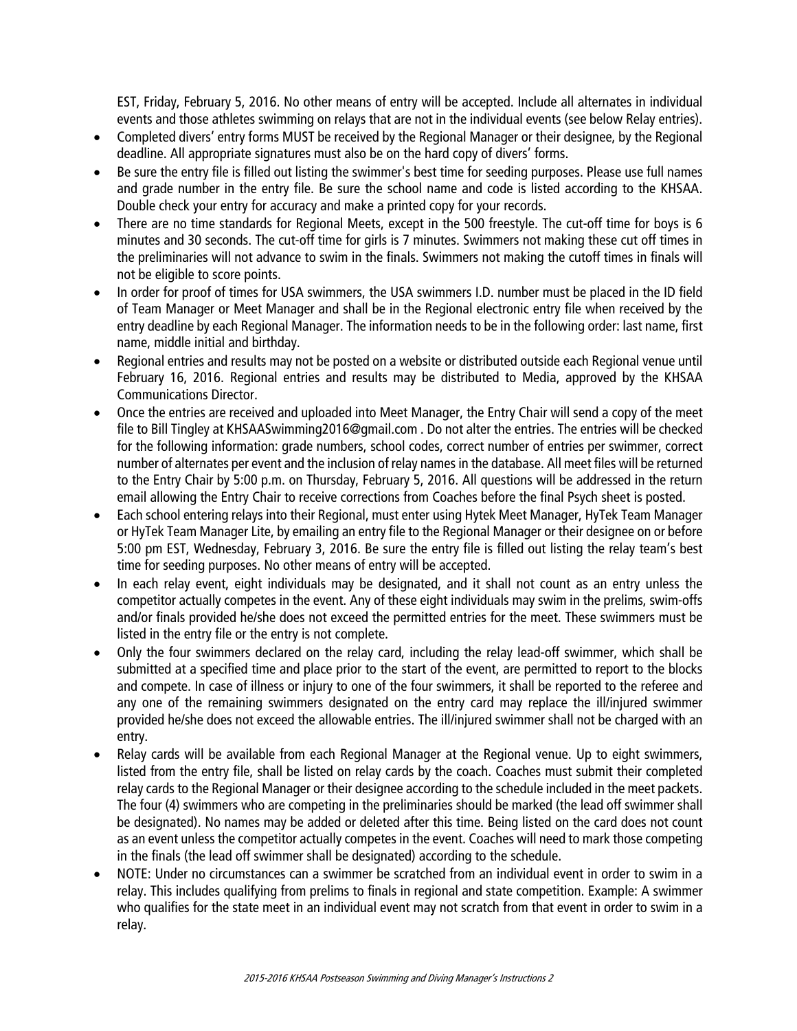EST, Friday, February 5, 2016. No other means of entry will be accepted. Include all alternates in individual events and those athletes swimming on relays that are not in the individual events (see below Relay entries).

- Completed divers' entry forms MUST be received by the Regional Manager or their designee, by the Regional deadline. All appropriate signatures must also be on the hard copy of divers' forms.
- Be sure the entry file is filled out listing the swimmer's best time for seeding purposes. Please use full names and grade number in the entry file. Be sure the school name and code is listed according to the KHSAA. Double check your entry for accuracy and make a printed copy for your records.
- There are no time standards for Regional Meets, except in the 500 freestyle. The cut-off time for boys is 6 minutes and 30 seconds. The cut-off time for girls is 7 minutes. Swimmers not making these cut off times in the preliminaries will not advance to swim in the finals. Swimmers not making the cutoff times in finals will not be eligible to score points.
- In order for proof of times for USA swimmers, the USA swimmers I.D. number must be placed in the ID field of Team Manager or Meet Manager and shall be in the Regional electronic entry file when received by the entry deadline by each Regional Manager. The information needs to be in the following order: last name, first name, middle initial and birthday.
- Regional entries and results may not be posted on a website or distributed outside each Regional venue until February 16, 2016. Regional entries and results may be distributed to Media, approved by the KHSAA Communications Director.
- Once the entries are received and uploaded into Meet Manager, the Entry Chair will send a copy of the meet file to Bill Tingley at KHSAASwimming2016@gmail.com . Do not alter the entries. The entries will be checked for the following information: grade numbers, school codes, correct number of entries per swimmer, correct number of alternates per event and the inclusion of relay names in the database. All meet files will be returned to the Entry Chair by 5:00 p.m. on Thursday, February 5, 2016. All questions will be addressed in the return email allowing the Entry Chair to receive corrections from Coaches before the final Psych sheet is posted.
- Each school entering relays into their Regional, must enter using Hytek Meet Manager, HyTek Team Manager or HyTek Team Manager Lite, by emailing an entry file to the Regional Manager or their designee on or before 5:00 pm EST, Wednesday, February 3, 2016. Be sure the entry file is filled out listing the relay team's best time for seeding purposes. No other means of entry will be accepted.
- In each relay event, eight individuals may be designated, and it shall not count as an entry unless the competitor actually competes in the event. Any of these eight individuals may swim in the prelims, swim-offs and/or finals provided he/she does not exceed the permitted entries for the meet. These swimmers must be listed in the entry file or the entry is not complete.
- Only the four swimmers declared on the relay card, including the relay lead-off swimmer, which shall be submitted at a specified time and place prior to the start of the event, are permitted to report to the blocks and compete. In case of illness or injury to one of the four swimmers, it shall be reported to the referee and any one of the remaining swimmers designated on the entry card may replace the ill/injured swimmer provided he/she does not exceed the allowable entries. The ill/injured swimmer shall not be charged with an entry.
- Relay cards will be available from each Regional Manager at the Regional venue. Up to eight swimmers, listed from the entry file, shall be listed on relay cards by the coach. Coaches must submit their completed relay cards to the Regional Manager or their designee according to the schedule included in the meet packets. The four (4) swimmers who are competing in the preliminaries should be marked (the lead off swimmer shall be designated). No names may be added or deleted after this time. Being listed on the card does not count as an event unless the competitor actually competes in the event. Coaches will need to mark those competing in the finals (the lead off swimmer shall be designated) according to the schedule.
- NOTE: Under no circumstances can a swimmer be scratched from an individual event in order to swim in a relay. This includes qualifying from prelims to finals in regional and state competition. Example: A swimmer who qualifies for the state meet in an individual event may not scratch from that event in order to swim in a relay.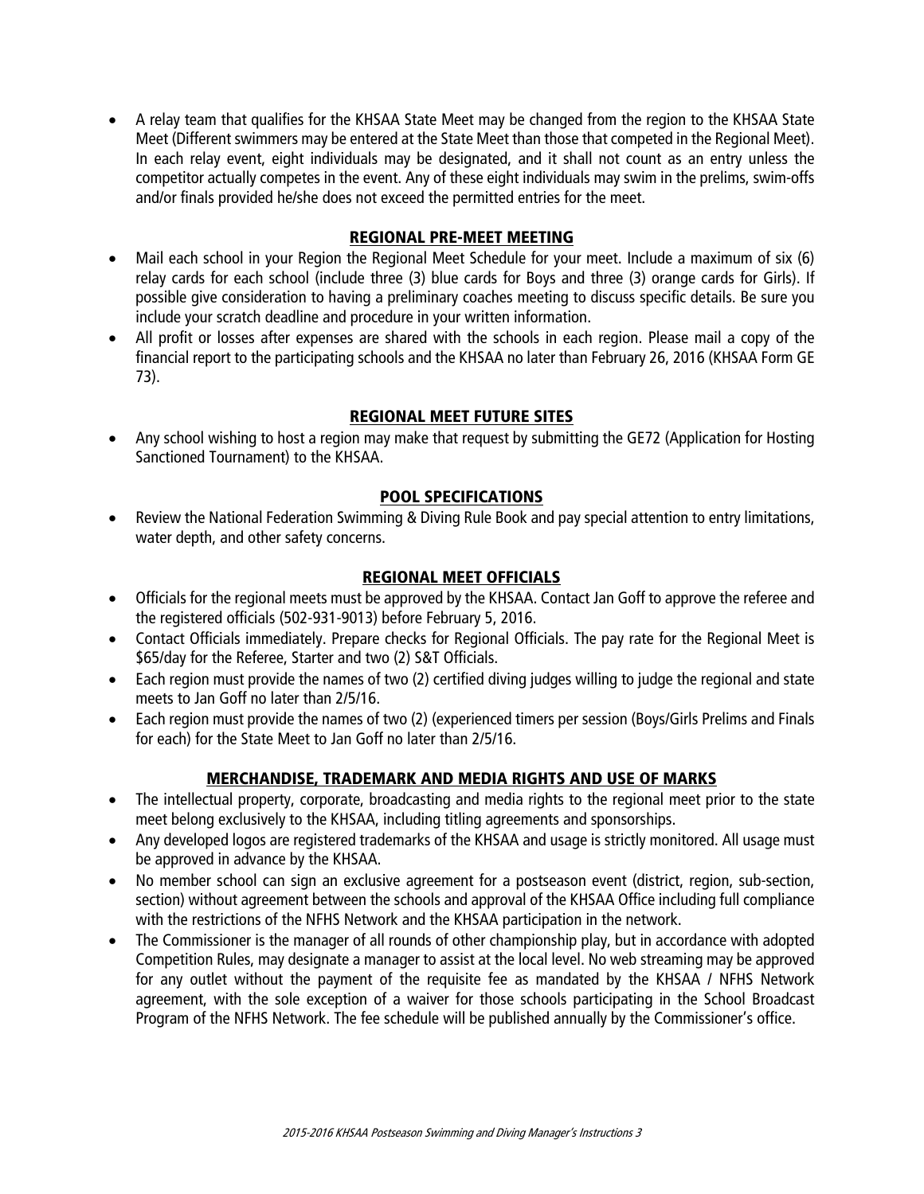- A relay team that qualifies for the KHSAA State Meet may be changed from the region to the KHSAA State Meet (Different swimmers may be entered at the State Meet than those that competed in the Regional Meet). In each relay event, eight individuals may be designated, and it shall not count as an entry unless the competitor actually competes in the event. Any of these eight individuals may swim in the prelims, swim-offs and/or finals provided he/she does not exceed the permitted entries for the meet.

## REGIONAL PRE-MEET MEETING

- Mail each school in your Region the Regional Meet Schedule for your meet. Include a maximum of six (6) relay cards for each school (include three (3) blue cards for Boys and three (3) orange cards for Girls). If possible give consideration to having a preliminary coaches meeting to discuss specific details. Be sure you include your scratch deadline and procedure in your written information.
- All profit or losses after expenses are shared with the schools in each region. Please mail a copy of the financial report to the participating schools and the KHSAA no later than February 26, 2016 (KHSAA Form GE 73).

## REGIONAL MEET FUTURE SITES

- Any school wishing to host a region may make that request by submitting the GE72 (Application for Hosting Sanctioned Tournament) to the KHSAA.

## POOL SPECIFICATIONS

- Review the National Federation Swimming & Diving Rule Book and pay special attention to entry limitations, water depth, and other safety concerns.

## REGIONAL MEET OFFICIALS

- Officials for the regional meets must be approved by the KHSAA. Contact Jan Goff to approve the referee and the registered officials (502-931-9013) before February 5, 2016.
- Contact Officials immediately. Prepare checks for Regional Officials. The pay rate for the Regional Meet is $65/day for the Referee, Starter and two (2) S&T Officials.
- Each region must provide the names of two (2) certified diving judges willing to judge the regional and state meets to Jan Goff no later than 2/5/16.
- Each region must provide the names of two (2) (experienced timers per session (Boys/Girls Prelims and Finals for each) for the State Meet to Jan Goff no later than 2/5/16.

## MERCHANDISE, TRADEMARK AND MEDIA RIGHTS AND USE OF MARKS

- The intellectual property, corporate, broadcasting and media rights to the regional meet prior to the state meet belong exclusively to the KHSAA, including titling agreements and sponsorships.
- Any developed logos are registered trademarks of the KHSAA and usage is strictly monitored. All usage must be approved in advance by the KHSAA.
- No member school can sign an exclusive agreement for a postseason event (district, region, sub-section, section) without agreement between the schools and approval of the KHSAA Office including full compliance with the restrictions of the NFHS Network and the KHSAA participation in the network.
- The Commissioner is the manager of all rounds of other championship play, but in accordance with adopted Competition Rules, may designate a manager to assist at the local level. No web streaming may be approved for any outlet without the payment of the requisite fee as mandated by the KHSAA / NFHS Network agreement, with the sole exception of a waiver for those schools participating in the School Broadcast Program of the NFHS Network. The fee schedule will be published annually by the Commissioner's office.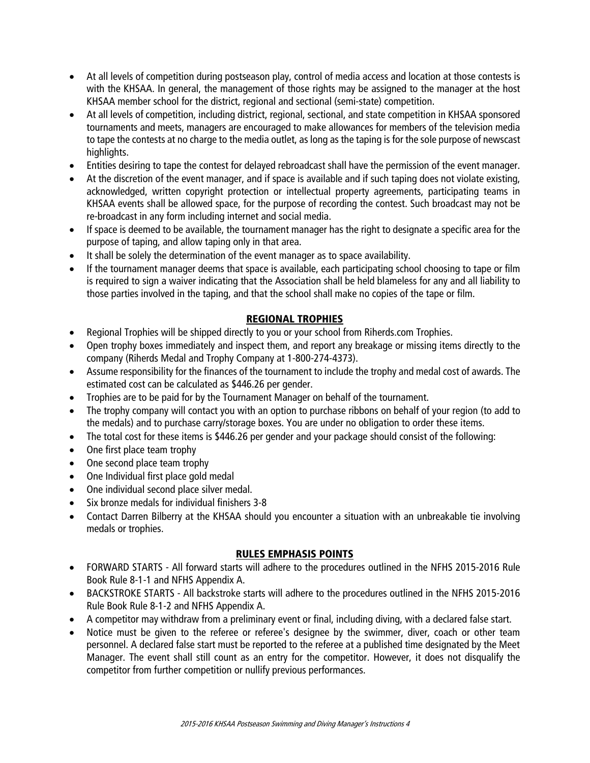- At all levels of competition during postseason play, control of media access and location at those contests is with the KHSAA. In general, the management of those rights may be assigned to the manager at the host KHSAA member school for the district, regional and sectional (semi-state) competition.
- At all levels of competition, including district, regional, sectional, and state competition in KHSAA sponsored tournaments and meets, managers are encouraged to make allowances for members of the television media to tape the contests at no charge to the media outlet, as long as the taping is for the sole purpose of newscast highlights.
- Entities desiring to tape the contest for delayed rebroadcast shall have the permission of the event manager.
- At the discretion of the event manager, and if space is available and if such taping does not violate existing, acknowledged, written copyright protection or intellectual property agreements, participating teams in KHSAA events shall be allowed space, for the purpose of recording the contest. Such broadcast may not be re-broadcast in any form including internet and social media.
- If space is deemed to be available, the tournament manager has the right to designate a specific area for the purpose of taping, and allow taping only in that area.
- It shall be solely the determination of the event manager as to space availability.
- If the tournament manager deems that space is available, each participating school choosing to tape or film is required to sign a waiver indicating that the Association shall be held blameless for any and all liability to those parties involved in the taping, and that the school shall make no copies of the tape or film.

## REGIONAL TROPHIES

- Regional Trophies will be shipped directly to you or your school from Riherds.com Trophies.
- Open trophy boxes immediately and inspect them, and report any breakage or missing items directly to the company (Riherds Medal and Trophy Company at 1-800-274-4373).
- Assume responsibility for the finances of the tournament to include the trophy and medal cost of awards. The estimated cost can be calculated as $446.26 per gender.
- Trophies are to be paid for by the Tournament Manager on behalf of the tournament.
- The trophy company will contact you with an option to purchase ribbons on behalf of your region (to add to the medals) and to purchase carry/storage boxes. You are under no obligation to order these items.
- The total cost for these items is $446.26 per gender and your package should consist of the following:
- One first place team trophy
- One second place team trophy
- One Individual first place gold medal
- One individual second place silver medal.
- Six bronze medals for individual finishers 3-8
- Contact Darren Bilberry at the KHSAA should you encounter a situation with an unbreakable tie involving medals or trophies.

## RULES EMPHASIS POINTS

- FORWARD STARTS - All forward starts will adhere to the procedures outlined in the NFHS 2015-2016 Rule Book Rule 8-1-1 and NFHS Appendix A.
- BACKSTROKE STARTS - All backstroke starts will adhere to the procedures outlined in the NFHS 2015-2016 Rule Book Rule 8-1-2 and NFHS Appendix A.
- A competitor may withdraw from a preliminary event or final, including diving, with a declared false start.
- Notice must be given to the referee or referee's designee by the swimmer, diver, coach or other team personnel. A declared false start must be reported to the referee at a published time designated by the Meet Manager. The event shall still count as an entry for the competitor. However, it does not disqualify the competitor from further competition or nullify previous performances.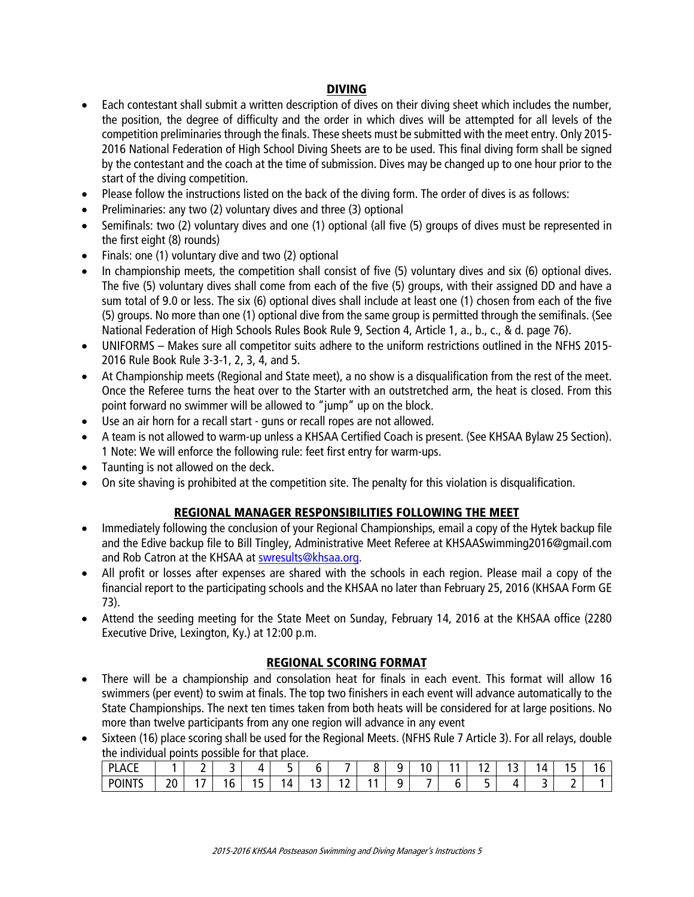## DIVING

- Each contestant shall submit a written description of dives on their diving sheet which includes the number, the position, the degree of difficulty and the order in which dives will be attempted for all levels of the competition preliminaries through the finals. These sheets must be submitted with the meet entry. Only 2015-2016 National Federation of High School Diving Sheets are to be used. This final diving form shall be signed by the contestant and the coach at the time of submission. Dives may be changed up to one hour prior to the start of the diving competition.
- Please follow the instructions listed on the back of the diving form. The order of dives is as follows:
- Preliminaries: any two (2) voluntary dives and three (3) optional
- Semifinals: two (2) voluntary dives and one (1) optional (all five (5) groups of dives must be represented in the first eight (8) rounds)
- Finals: one (1) voluntary dive and two (2) optional
- In championship meets, the competition shall consist of five (5) voluntary dives and six (6) optional dives. The five (5) voluntary dives shall come from each of the five (5) groups, with their assigned DD and have a sum total of 9.0 or less. The six (6) optional dives shall include at least one (1) chosen from each of the five (5) groups. No more than one (1) optional dive from the same group is permitted through the semifinals. (See National Federation of High Schools Rules Book Rule 9, Section 4, Article 1, a., b., c., & d. page 76).
- UNIFORMS – Makes sure all competitor suits adhere to the uniform restrictions outlined in the NFHS 2015-2016 Rule Book Rule 3-3-1, 2, 3, 4, and 5.
- At Championship meets (Regional and State meet), a no show is a disqualification from the rest of the meet. Once the Referee turns the heat over to the Starter with an outstretched arm, the heat is closed. From this point forward no swimmer will be allowed to "jump" up on the block.
- Use an air horn for a recall start - guns or recall ropes are not allowed.
- A team is not allowed to warm-up unless a KHSAA Certified Coach is present. (See KHSAA Bylaw 25 Section). 1 Note: We will enforce the following rule: feet first entry for warm-ups.
- Taunting is not allowed on the deck.
- On site shaving is prohibited at the competition site. The penalty for this violation is disqualification.

## REGIONAL MANAGER RESPONSIBILITIES FOLLOWING THE MEET

- Immediately following the conclusion of your Regional Championships, email a copy of the Hytek backup file and the Edive backup file to Bill Tingley, Administrative Meet Referee at KHSAASwimming2016@gmail.com and Rob Catron at the KHSAA at swresults@khsaa.org.
- All profit or losses after expenses are shared with the schools in each region. Please mail a copy of the financial report to the participating schools and the KHSAA no later than February 25, 2016 (KHSAA Form GE 73).
- Attend the seeding meeting for the State Meet on Sunday, February 14, 2016 at the KHSAA office (2280 Executive Drive, Lexington, Ky.) at 12:00 p.m.

## REGIONAL SCORING FORMAT

- There will be a championship and consolation heat for finals in each event. This format will allow 16 swimmers (per event) to swim at finals. The top two finishers in each event will advance automatically to the State Championships. The next ten times taken from both heats will be considered for at large positions. No more than twelve participants from any one region will advance in any event
- Sixteen (16) place scoring shall be used for the Regional Meets. (NFHS Rule 7 Article 3). For all relays, double the individual points possible for that place.

| PLACE | 1 | 2 | 3 | 4 | 5 | 6 | 7 | 8 | 9 | 10 | 11 | 12 | 13 | 14 | 15 | 16 |
|---|---|---|---|---|---|---|---|---|---|---|---|---|---|---|---|---|
| POINTS | 20 | 17 | 16 | 15 | 14 | 13 | 12 | 11 | 9 | 7 | 6 | 5 | 4 | 3 | 2 | 1 |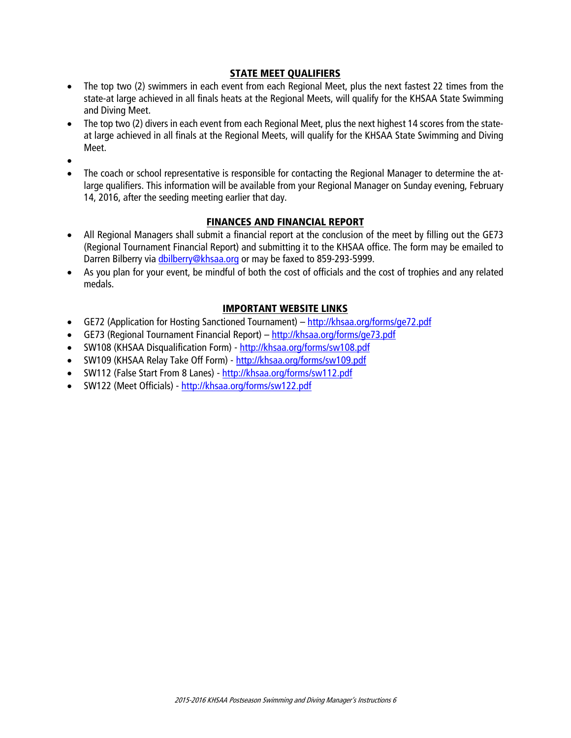## STATE MEET QUALIFIERS

- The top two (2) swimmers in each event from each Regional Meet, plus the next fastest 22 times from the state-at large achieved in all finals heats at the Regional Meets, will qualify for the KHSAA State Swimming and Diving Meet.
- The top two (2) divers in each event from each Regional Meet, plus the next highest 14 scores from the state-at large achieved in all finals at the Regional Meets, will qualify for the KHSAA State Swimming and Diving Meet.
- 
- The coach or school representative is responsible for contacting the Regional Manager to determine the at-large qualifiers. This information will be available from your Regional Manager on Sunday evening, February 14, 2016, after the seeding meeting earlier that day.

## FINANCES AND FINANCIAL REPORT

- All Regional Managers shall submit a financial report at the conclusion of the meet by filling out the GE73 (Regional Tournament Financial Report) and submitting it to the KHSAA office. The form may be emailed to Darren Bilberry via dbilberry@khsaa.org or may be faxed to 859-293-5999.
- As you plan for your event, be mindful of both the cost of officials and the cost of trophies and any related medals.

## IMPORTANT WEBSITE LINKS

- GE72 (Application for Hosting Sanctioned Tournament) – http://khsaa.org/forms/ge72.pdf
- GE73 (Regional Tournament Financial Report) – http://khsaa.org/forms/ge73.pdf
- SW108 (KHSAA Disqualification Form) - http://khsaa.org/forms/sw108.pdf
- SW109 (KHSAA Relay Take Off Form) - http://khsaa.org/forms/sw109.pdf
- SW112 (False Start From 8 Lanes) - http://khsaa.org/forms/sw112.pdf
- SW122 (Meet Officials) - http://khsaa.org/forms/sw122.pdf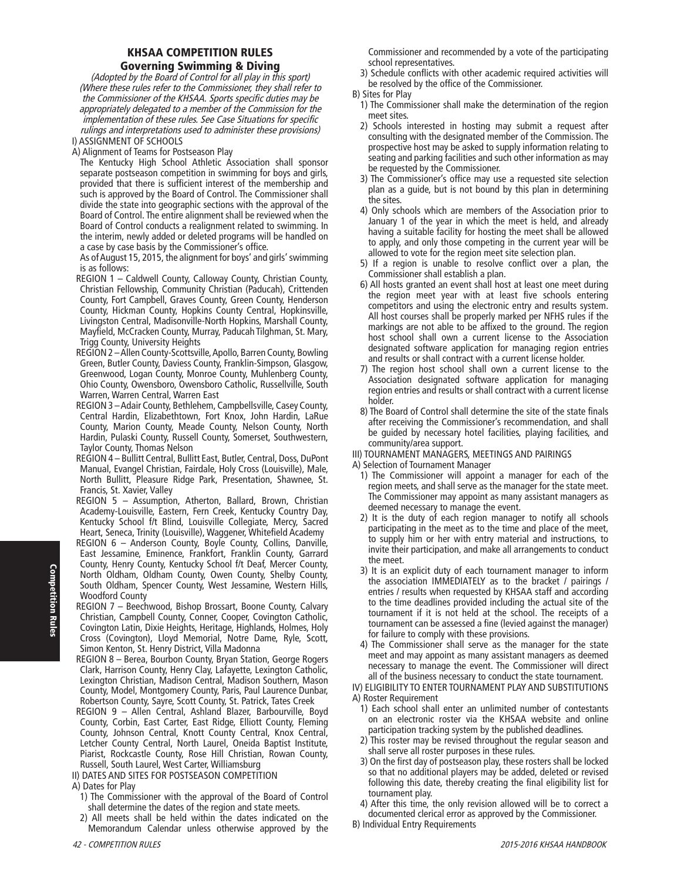# KHSAA COMPETITION RULES

## Governing Swimming & Diving

*(Adopted by the Board of Control for all play in this sport)*
*(Where these rules refer to the Commissioner, they shall refer to the Commissioner of the KHSAA. Sports specific duties may be appropriately delegated to a member of the Commission for the implementation of these rules. See Case Situations for specific rulings and interpretations used to administer these provisions)*

I) ASSIGNMENT OF SCHOOLS

A) Alignment of Teams for Postseason Play

The Kentucky High School Athletic Association shall sponsor separate postseason competition in swimming for boys and girls, provided that there is sufficient interest of the membership and such is approved by the Board of Control. The Commissioner shall divide the state into geographic sections with the approval of the Board of Control. The entire alignment shall be reviewed when the Board of Control conducts a realignment related to swimming. In the interim, newly added or deleted programs will be handled on a case by case basis by the Commissioner's office.

As of August 15, 2015, the alignment for boys' and girls' swimming is as follows:

REGION 1 – Caldwell County, Calloway County, Christian County, Christian Fellowship, Community Christian (Paducah), Crittenden County, Fort Campbell, Graves County, Green County, Henderson County, Hickman County, Hopkins County Central, Hopkinsville, Livingston Central, Madisonville-North Hopkins, Marshall County, Mayfield, McCracken County, Murray, Paducah Tilghman, St. Mary, Trigg County, University Heights

REGION 2 – Allen County-Scottsville, Apollo, Barren County, Bowling Green, Butler County, Daviess County, Franklin-Simpson, Glasgow, Greenwood, Logan County, Monroe County, Muhlenberg County, Ohio County, Owensboro, Owensboro Catholic, Russellville, South Warren, Warren Central, Warren East

REGION 3 – Adair County, Bethlehem, Campbellsville, Casey County, Central Hardin, Elizabethtown, Fort Knox, John Hardin, LaRue County, Marion County, Meade County, Nelson County, North Hardin, Pulaski County, Russell County, Somerset, Southwestern, Taylor County, Thomas Nelson

REGION 4 – Bullitt Central, Bullitt East, Butler, Central, Doss, DuPont Manual, Evangel Christian, Fairdale, Holy Cross (Louisville), Male, North Bullitt, Pleasure Ridge Park, Presentation, Shawnee, St. Francis, St. Xavier, Valley

REGION 5 – Assumption, Atherton, Ballard, Brown, Christian Academy-Louisville, Eastern, Fern Creek, Kentucky Country Day, Kentucky School f/t Blind, Louisville Collegiate, Mercy, Sacred Heart, Seneca, Trinity (Louisville), Waggener, Whitefield Academy

REGION 6 – Anderson County, Boyle County, Collins, Danville, East Jessamine, Eminence, Frankfort, Franklin County, Garrard County, Henry County, Kentucky School f/t Deaf, Mercer County, North Oldham, Oldham County, Owen County, Shelby County, South Oldham, Spencer County, West Jessamine, Western Hills, Woodford County

REGION 7 – Beechwood, Bishop Brossart, Boone County, Calvary Christian, Campbell County, Conner, Cooper, Covington Catholic, Covington Latin, Dixie Heights, Heritage, Highlands, Holmes, Holy Cross (Covington), Lloyd Memorial, Notre Dame, Ryle, Scott, Simon Kenton, St. Henry District, Villa Madonna

REGION 8 – Berea, Bourbon County, Bryan Station, George Rogers Clark, Harrison County, Henry Clay, Lafayette, Lexington Catholic, Lexington Christian, Madison Central, Madison Southern, Mason County, Model, Montgomery County, Paris, Paul Laurence Dunbar, Robertson County, Sayre, Scott County, St. Patrick, Tates Creek

REGION 9 – Allen Central, Ashland Blazer, Barbourville, Boyd County, Corbin, East Carter, East Ridge, Elliott County, Fleming County, Johnson Central, Knott County Central, Knox Central, Letcher County Central, North Laurel, Oneida Baptist Institute, Piarist, Rockcastle County, Rose Hill Christian, Rowan County, Russell, South Laurel, West Carter, Williamsburg

II) DATES AND SITES FOR POSTSEASON COMPETITION

A) Dates for Play

1) The Commissioner with the approval of the Board of Control shall determine the dates of the region and state meets.
2) All meets shall be held within the dates indicated on the Memorandum Calendar unless otherwise approved by the Commissioner and recommended by a vote of the participating school representatives.
3) Schedule conflicts with other academic required activities will be resolved by the office of the Commissioner.

B) Sites for Play

1) The Commissioner shall make the determination of the region meet sites.
2) Schools interested in hosting may submit a request after consulting with the designated member of the Commission. The prospective host may be asked to supply information relating to seating and parking facilities and such other information as may be requested by the Commissioner.
3) The Commissioner's office may use a requested site selection plan as a guide, but is not bound by this plan in determining the sites.
4) Only schools which are members of the Association prior to January 1 of the year in which the meet is held, and already having a suitable facility for hosting the meet shall be allowed to apply, and only those competing in the current year will be allowed to vote for the region meet site selection plan.
5) If a region is unable to resolve conflict over a plan, the Commissioner shall establish a plan.
6) All hosts granted an event shall host at least one meet during the region meet year with at least five schools entering competitors and using the electronic entry and results system. All host courses shall be properly marked per NFHS rules if the markings are not able to be affixed to the ground. The region host school shall own a current license to the Association designated software application for managing region entries and results or shall contract with a current license holder.
7) The region host school shall own a current license to the Association designated software application for managing region entries and results or shall contract with a current license holder.
8) The Board of Control shall determine the site of the state finals after receiving the Commissioner's recommendation, and shall be guided by necessary hotel facilities, playing facilities, and community/area support.

III) TOURNAMENT MANAGERS, MEETINGS AND PAIRINGS

A) Selection of Tournament Manager

1) The Commissioner will appoint a manager for each of the region meets, and shall serve as the manager for the state meet. The Commissioner may appoint as many assistant managers as deemed necessary to manage the event.
2) It is the duty of each region manager to notify all schools participating in the meet as to the time and place of the meet, to supply him or her with entry material and instructions, to invite their participation, and make all arrangements to conduct the meet.
3) It is an explicit duty of each tournament manager to inform the association IMMEDIATELY as to the bracket / pairings / entries / results when requested by KHSAA staff and according to the time deadlines provided including the actual site of the tournament if it is not held at the school. The receipts of a tournament can be assessed a fine (levied against the manager) for failure to comply with these provisions.
4) The Commissioner shall serve as the manager for the state meet and may appoint as many assistant managers as deemed necessary to manage the event. The Commissioner will direct all of the business necessary to conduct the state tournament.

IV) ELIGIBILITY TO ENTER TOURNAMENT PLAY AND SUBSTITUTIONS

A) Roster Requirement

1) Each school shall enter an unlimited number of contestants on an electronic roster via the KHSAA website and online participation tracking system by the published deadlines.
2) This roster may be revised throughout the regular season and shall serve all roster purposes in these rules.
3) On the first day of postseason play, these rosters shall be locked so that no additional players may be added, deleted or revised following this date, thereby creating the final eligibility list for tournament play.
4) After this time, the only revision allowed will be to correct a documented clerical error as approved by the Commissioner.

B) Individual Entry Requirements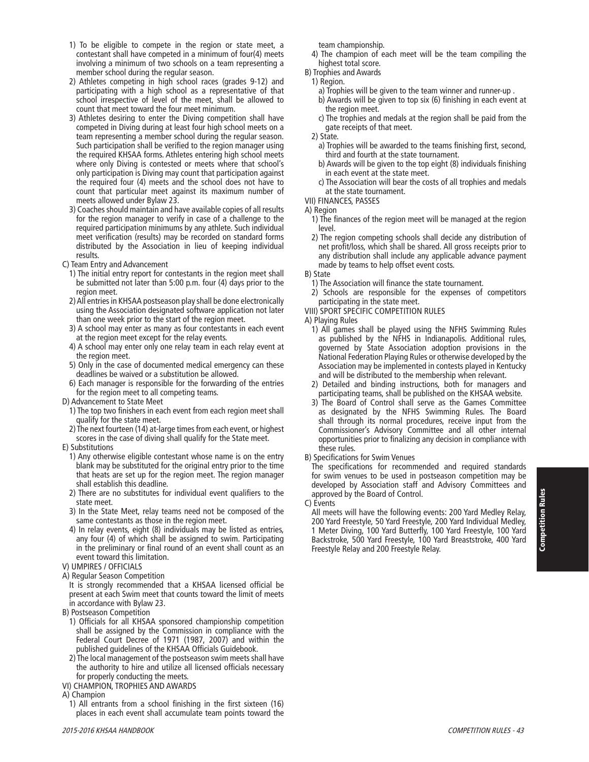1) To be eligible to compete in the region or state meet, a contestant shall have competed in a minimum of four(4) meets involving a minimum of two schools on a team representing a member school during the regular season.
2) Athletes competing in high school races (grades 9-12) and participating with a high school as a representative of that school irrespective of level of the meet, shall be allowed to count that meet toward the four meet minimum.
3) Athletes desiring to enter the Diving competition shall have competed in Diving during at least four high school meets on a team representing a member school during the regular season. Such participation shall be verified to the region manager using the required KHSAA forms. Athletes entering high school meets where only Diving is contested or meets where that school's only participation is Diving may count that participation against the required four (4) meets and the school does not have to count that particular meet against its maximum number of meets allowed under Bylaw 23.
3) Coaches should maintain and have available copies of all results for the region manager to verify in case of a challenge to the required participation minimums by any athlete. Such individual meet verification (results) may be recorded on standard forms distributed by the Association in lieu of keeping individual results.

C) Team Entry and Advancement
1) The initial entry report for contestants in the region meet shall be submitted not later than 5:00 p.m. four (4) days prior to the region meet.
2) All entries in KHSAA postseason play shall be done electronically using the Association designated software application not later than one week prior to the start of the region meet.
3) A school may enter as many as four contestants in each event at the region meet except for the relay events.
4) A school may enter only one relay team in each relay event at the region meet.
5) Only in the case of documented medical emergency can these deadlines be waived or a substitution be allowed.
6) Each manager is responsible for the forwarding of the entries for the region meet to all competing teams.

D) Advancement to State Meet
1) The top two finishers in each event from each region meet shall qualify for the state meet.
2) The next fourteen (14) at-large times from each event, or highest scores in the case of diving shall qualify for the State meet.

E) Substitutions
1) Any otherwise eligible contestant whose name is on the entry blank may be substituted for the original entry prior to the time that heats are set up for the region meet. The region manager shall establish this deadline.
2) There are no substitutes for individual event qualifiers to the state meet.
3) In the State Meet, relay teams need not be composed of the same contestants as those in the region meet.
4) In relay events, eight (8) individuals may be listed as entries, any four (4) of which shall be assigned to swim. Participating in the preliminary or final round of an event shall count as an event toward this limitation.

V) UMPIRES / OFFICIALS

A) Regular Season Competition

It is strongly recommended that a KHSAA licensed official be present at each Swim meet that counts toward the limit of meets in accordance with Bylaw 23.

B) Postseason Competition
1) Officials for all KHSAA sponsored championship competition shall be assigned by the Commission in compliance with the Federal Court Decree of 1971 (1987, 2007) and within the published guidelines of the KHSAA Officials Guidebook.
2) The local management of the postseason swim meets shall have the authority to hire and utilize all licensed officials necessary for properly conducting the meets.

VI) CHAMPION, TROPHIES AND AWARDS

A) Champion
1) All entrants from a school finishing in the first sixteen (16) places in each event shall accumulate team points toward the team championship.
4) The champion of each meet will be the team compiling the highest total score.

B) Trophies and Awards
1) Region.
a) Trophies will be given to the team winner and runner-up .
b) Awards will be given to top six (6) finishing in each event at the region meet.
c) The trophies and medals at the region shall be paid from the gate receipts of that meet.
2) State.
a) Trophies will be awarded to the teams finishing first, second, third and fourth at the state tournament.
b) Awards will be given to the top eight (8) individuals finishing in each event at the state meet.
c) The Association will bear the costs of all trophies and medals at the state tournament.

VII) FINANCES, PASSES

A) Region
1) The finances of the region meet will be managed at the region level.
2) The region competing schools shall decide any distribution of net profit/loss, which shall be shared. All gross receipts prior to any distribution shall include any applicable advance payment made by teams to help offset event costs.

B) State
1) The Association will finance the state tournament.
2) Schools are responsible for the expenses of competitors participating in the state meet.

VIII) SPORT SPECIFIC COMPETITION RULES

A) Playing Rules
1) All games shall be played using the NFHS Swimming Rules as published by the NFHS in Indianapolis. Additional rules, governed by State Association adoption provisions in the National Federation Playing Rules or otherwise developed by the Association may be implemented in contests played in Kentucky and will be distributed to the membership when relevant.
2) Detailed and binding instructions, both for managers and participating teams, shall be published on the KHSAA website.
3) The Board of Control shall serve as the Games Committee as designated by the NFHS Swimming Rules. The Board shall through its normal procedures, receive input from the Commissioner's Advisory Committee and all other internal opportunities prior to finalizing any decision in compliance with these rules.

B) Specifications for Swim Venues

The specifications for recommended and required standards for swim venues to be used in postseason competition may be developed by Association staff and Advisory Committees and approved by the Board of Control.

C) Events

All meets will have the following events: 200 Yard Medley Relay, 200 Yard Freestyle, 50 Yard Freestyle, 200 Yard Individual Medley, 1 Meter Diving, 100 Yard Butterfly, 100 Yard Freestyle, 100 Yard Backstroke, 500 Yard Freestyle, 100 Yard Breaststroke, 400 Yard Freestyle Relay and 200 Freestyle Relay.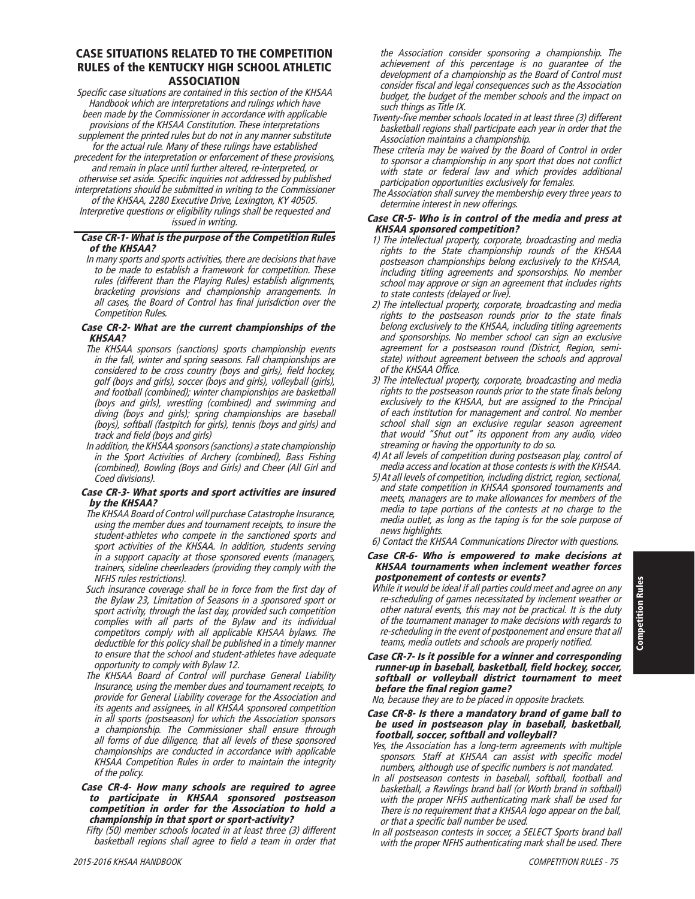## CASE SITUATIONS RELATED TO THE COMPETITION RULES of the KENTUCKY HIGH SCHOOL ATHLETIC ASSOCIATION

*Specific case situations are contained in this section of the KHSAA Handbook which are interpretations and rulings which have been made by the Commissioner in accordance with applicable provisions of the KHSAA Constitution. These interpretations supplement the printed rules but do not in any manner substitute for the actual rule. Many of these rulings have established precedent for the interpretation or enforcement of these provisions, and remain in place until further altered, re-interpreted, or otherwise set aside. Specific inquiries not addressed by published interpretations should be submitted in writing to the Commissioner of the KHSAA, 2280 Executive Drive, Lexington, KY 40505. Interpretive questions or eligibility rulings shall be requested and issued in writing.*

**Case CR-1- What is the purpose of the Competition Rules of the KHSAA?**

*In many sports and sports activities, there are decisions that have to be made to establish a framework for competition. These rules (different than the Playing Rules) establish alignments, bracketing provisions and championship arrangements. In all cases, the Board of Control has final jurisdiction over the Competition Rules.*

**Case CR-2- What are the current championships of the KHSAA?**

*The KHSAA sponsors (sanctions) sports championship events in the fall, winter and spring seasons. Fall championships are considered to be cross country (boys and girls), field hockey, golf (boys and girls), soccer (boys and girls), volleyball (girls), and football (combined); winter championships are basketball (boys and girls), wrestling (combined) and swimming and diving (boys and girls); spring championships are baseball (boys), softball (fastpitch for girls), tennis (boys and girls) and track and field (boys and girls)*

*In addition, the KHSAA sponsors (sanctions) a state championship in the Sport Activities of Archery (combined), Bass Fishing (combined), Bowling (Boys and Girls) and Cheer (All Girl and Coed divisions).*

**Case CR-3- What sports and sport activities are insured by the KHSAA?**

*The KHSAA Board of Control will purchase Catastrophe Insurance, using the member dues and tournament receipts, to insure the student-athletes who compete in the sanctioned sports and sport activities of the KHSAA. In addition, students serving in a support capacity at those sponsored events (managers, trainers, sideline cheerleaders (providing they comply with the NFHS rules restrictions).*

*Such insurance coverage shall be in force from the first day of the Bylaw 23, Limitation of Seasons in a sponsored sport or sport activity, through the last day, provided such competition complies with all parts of the Bylaw and its individual competitors comply with all applicable KHSAA bylaws. The deductible for this policy shall be published in a timely manner to ensure that the school and student-athletes have adequate opportunity to comply with Bylaw 12.*

*The KHSAA Board of Control will purchase General Liability Insurance, using the member dues and tournament receipts, to provide for General Liability coverage for the Association and its agents and assignees, in all KHSAA sponsored competition in all sports (postseason) for which the Association sponsors a championship. The Commissioner shall ensure through all forms of due diligence, that all levels of these sponsored championships are conducted in accordance with applicable KHSAA Competition Rules in order to maintain the integrity of the policy.*

**Case CR-4- How many schools are required to agree to participate in KHSAA sponsored postseason competition in order for the Association to hold a championship in that sport or sport-activity?**

*Fifty (50) member schools located in at least three (3) different basketball regions shall agree to field a team in order that the Association consider sponsoring a championship. The achievement of this percentage is no guarantee of the development of a championship as the Board of Control must consider fiscal and legal consequences such as the Association budget, the budget of the member schools and the impact on such things as Title IX.*

*Twenty-five member schools located in at least three (3) different basketball regions shall participate each year in order that the Association maintains a championship.*

*These criteria may be waived by the Board of Control in order to sponsor a championship in any sport that does not conflict with state or federal law and which provides additional participation opportunities exclusively for females.*

*The Association shall survey the membership every three years to determine interest in new offerings.*

**Case CR-5- Who is in control of the media and press at KHSAA sponsored competition?**

*1) The intellectual property, corporate, broadcasting and media rights to the State championship rounds of the KHSAA postseason championships belong exclusively to the KHSAA, including titling agreements and sponsorships. No member school may approve or sign an agreement that includes rights to state contests (delayed or live).*

*2) The intellectual property, corporate, broadcasting and media rights to the postseason rounds prior to the state finals belong exclusively to the KHSAA, including titling agreements and sponsorships. No member school can sign an exclusive agreement for a postseason round (District, Region, semi-state) without agreement between the schools and approval of the KHSAA Office.*

*3) The intellectual property, corporate, broadcasting and media rights to the postseason rounds prior to the state finals belong exclusively to the KHSAA, but are assigned to the Principal of each institution for management and control. No member school shall sign an exclusive regular season agreement that would "Shut out" its opponent from any audio, video streaming or having the opportunity to do so.*

*4) At all levels of competition during postseason play, control of media access and location at those contests is with the KHSAA.*

*5) At all levels of competition, including district, region, sectional, and state competition in KHSAA sponsored tournaments and meets, managers are to make allowances for members of the media to tape portions of the contests at no charge to the media outlet, as long as the taping is for the sole purpose of news highlights.*

*6) Contact the KHSAA Communications Director with questions.*

**Case CR-6- Who is empowered to make decisions at KHSAA tournaments when inclement weather forces postponement of contests or events?**

*While it would be ideal if all parties could meet and agree on any re-scheduling of games necessitated by inclement weather or other natural events, this may not be practical. It is the duty of the tournament manager to make decisions with regards to re-scheduling in the event of postponement and ensure that all teams, media outlets and schools are properly notified.*

**Case CR-7- Is it possible for a winner and corresponding runner-up in baseball, basketball, field hockey, soccer, softball or volleyball district tournament to meet before the final region game?**

*No, because they are to be placed in opposite brackets.*

**Case CR-8- Is there a mandatory brand of game ball to be used in postseason play in baseball, basketball, football, soccer, softball and volleyball?**

*Yes, the Association has a long-term agreements with multiple sponsors. Staff at KHSAA can assist with specific model numbers, although use of specific numbers is not mandated.*

*In all postseason contests in baseball, softball, football and basketball, a Rawlings brand ball (or Worth brand in softball) with the proper NFHS authenticating mark shall be used for There is no requirement that a KHSAA logo appear on the ball, or that a specific ball number be used.*

*In all postseason contests in soccer, a SELECT Sports brand ball with the proper NFHS authenticating mark shall be used. There*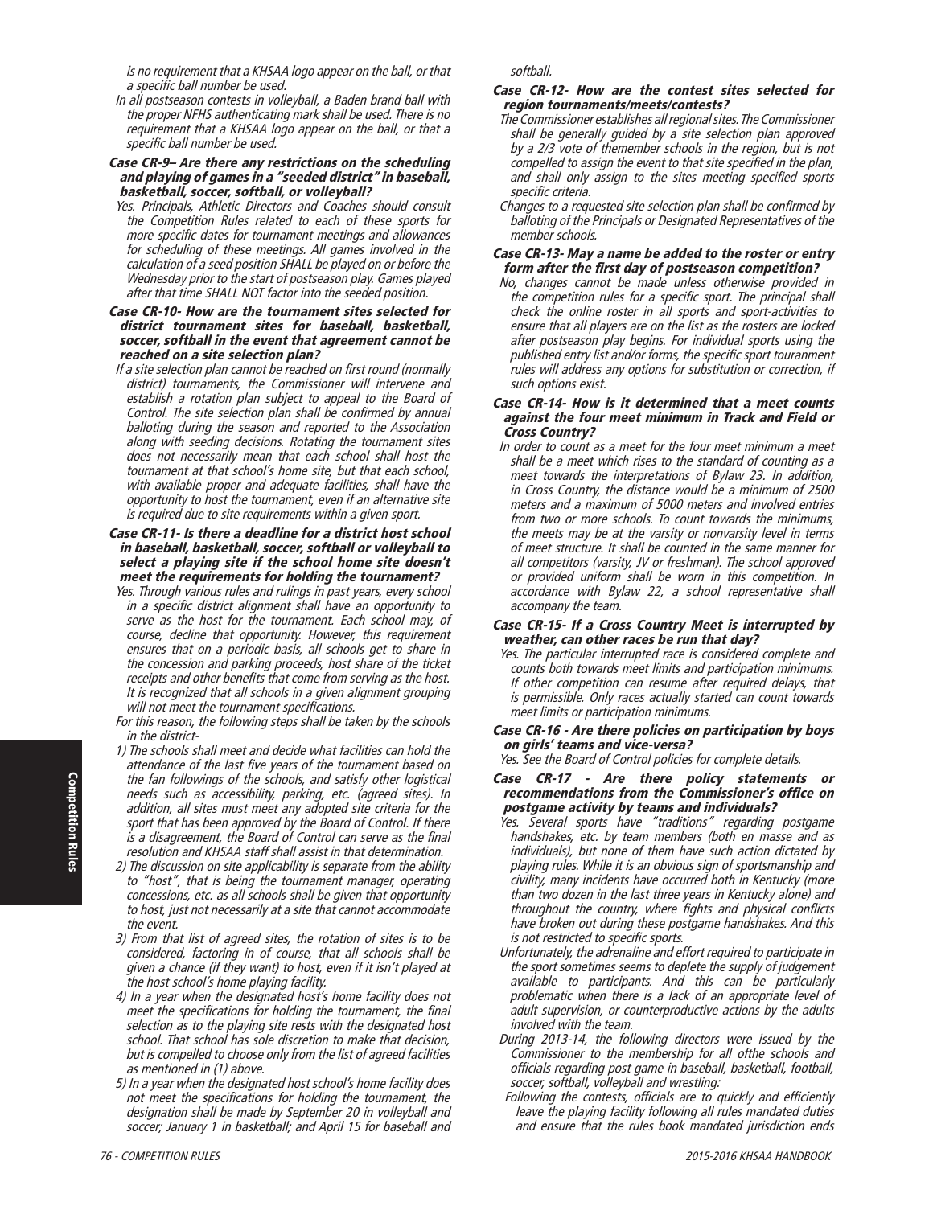*is no requirement that a KHSAA logo appear on the ball, or that a specific ball number be used.*

*In all postseason contests in volleyball, a Baden brand ball with the proper NFHS authenticating mark shall be used. There is no requirement that a KHSAA logo appear on the ball, or that a specific ball number be used.*

**Case CR-9– Are there any restrictions on the scheduling and playing of games in a "seeded district" in baseball, basketball, soccer, softball, or volleyball?**

*Yes. Principals, Athletic Directors and Coaches should consult the Competition Rules related to each of these sports for more specific dates for tournament meetings and allowances for scheduling of these meetings. All games involved in the calculation of a seed position SHALL be played on or before the Wednesday prior to the start of postseason play. Games played after that time SHALL NOT factor into the seeded position.*

**Case CR-10- How are the tournament sites selected for district tournament sites for baseball, basketball, soccer, softball in the event that agreement cannot be reached on a site selection plan?**

*If a site selection plan cannot be reached on first round (normally district) tournaments, the Commissioner will intervene and establish a rotation plan subject to appeal to the Board of Control. The site selection plan shall be confirmed by annual balloting during the season and reported to the Association along with seeding decisions. Rotating the tournament sites does not necessarily mean that each school shall host the tournament at that school's home site, but that each school, with available proper and adequate facilities, shall have the opportunity to host the tournament, even if an alternative site is required due to site requirements within a given sport.*

**Case CR-11- Is there a deadline for a district host school in baseball, basketball, soccer, softball or volleyball to select a playing site if the school home site doesn't meet the requirements for holding the tournament?**

*Yes. Through various rules and rulings in past years, every school in a specific district alignment shall have an opportunity to serve as the host for the tournament. Each school may, of course, decline that opportunity. However, this requirement ensures that on a periodic basis, all schools get to share in the concession and parking proceeds, host share of the ticket receipts and other benefits that come from serving as the host. It is recognized that all schools in a given alignment grouping will not meet the tournament specifications.*

*For this reason, the following steps shall be taken by the schools in the district-*

1) *The schools shall meet and decide what facilities can hold the attendance of the last five years of the tournament based on the fan followings of the schools, and satisfy other logistical needs such as accessibility, parking, etc. (agreed sites). In addition, all sites must meet any adopted site criteria for the sport that has been approved by the Board of Control. If there is a disagreement, the Board of Control can serve as the final resolution and KHSAA staff shall assist in that determination.*
2) *The discussion on site applicability is separate from the ability to "host", that is being the tournament manager, operating concessions, etc. as all schools shall be given that opportunity to host, just not necessarily at a site that cannot accommodate the event.*
3) *From that list of agreed sites, the rotation of sites is to be considered, factoring in of course, that all schools shall be given a chance (if they want) to host, even if it isn't played at the host school's home playing facility.*
4) *In a year when the designated host's home facility does not meet the specifications for holding the tournament, the final selection as to the playing site rests with the designated host school. That school has sole discretion to make that decision, but is compelled to choose only from the list of agreed facilities as mentioned in (1) above.*
5) *In a year when the designated host school's home facility does not meet the specifications for holding the tournament, the designation shall be made by September 20 in volleyball and soccer; January 1 in basketball; and April 15 for baseball and softball.*

**Case CR-12- How are the contest sites selected for region tournaments/meets/contests?**

*The Commissioner establishes all regional sites. The Commissioner shall be generally guided by a site selection plan approved by a 2/3 vote of themember schools in the region, but is not compelled to assign the event to that site specified in the plan, and shall only assign to the sites meeting specified sports specific criteria.*

*Changes to a requested site selection plan shall be confirmed by balloting of the Principals or Designated Representatives of the member schools.*

**Case CR-13- May a name be added to the roster or entry form after the first day of postseason competition?**

*No, changes cannot be made unless otherwise provided in the competition rules for a specific sport. The principal shall check the online roster in all sports and sport-activities to ensure that all players are on the list as the rosters are locked after postseason play begins. For individual sports using the published entry list and/or forms, the specific sport touranment rules will address any options for substitution or correction, if such options exist.*

**Case CR-14- How is it determined that a meet counts against the four meet minimum in Track and Field or Cross Country?**

*In order to count as a meet for the four meet minimum a meet shall be a meet which rises to the standard of counting as a meet towards the interpretations of Bylaw 23. In addition, in Cross Country, the distance would be a minimum of 2500 meters and a maximum of 5000 meters and involved entries from two or more schools. To count towards the minimums, the meets may be at the varsity or nonvarsity level in terms of meet structure. It shall be counted in the same manner for all competitors (varsity, JV or freshman). The school approved or provided uniform shall be worn in this competition. In accordance with Bylaw 22, a school representative shall accompany the team.*

**Case CR-15- If a Cross Country Meet is interrupted by weather, can other races be run that day?**

*Yes. The particular interrupted race is considered complete and counts both towards meet limits and participation minimums. If other competition can resume after required delays, that is permissible. Only races actually started can count towards meet limits or participation minimums.*

**Case CR-16 - Are there policies on participation by boys on girls' teams and vice-versa?**

*Yes. See the Board of Control policies for complete details.*

**Case CR-17 - Are there policy statements or recommendations from the Commissioner's office on postgame activity by teams and individuals?**

*Yes. Several sports have "traditions" regarding postgame handshakes, etc. by team members (both en masse and as individuals), but none of them have such action dictated by playing rules. While it is an obvious sign of sportsmanship and civility, many incidents have occurred both in Kentucky (more than two dozen in the last three years in Kentucky alone) and throughout the country, where fights and physical conflicts have broken out during these postgame handshakes. And this is not restricted to specific sports.*

*Unfortunately, the adrenaline and effort required to participate in the sport sometimes seems to deplete the supply of judgement available to participants. And this can be particularly problematic when there is a lack of an appropriate level of adult supervision, or counterproductive actions by the adults involved with the team.*

*During 2013-14, the following directors were issued by the Commissioner to the membership for all ofthe schools and officials regarding post game in baseball, basketball, football, soccer, softball, volleyball and wrestling:*

*Following the contests, officials are to quickly and efficiently leave the playing facility following all rules mandated duties and ensure that the rules book mandated jurisdiction ends*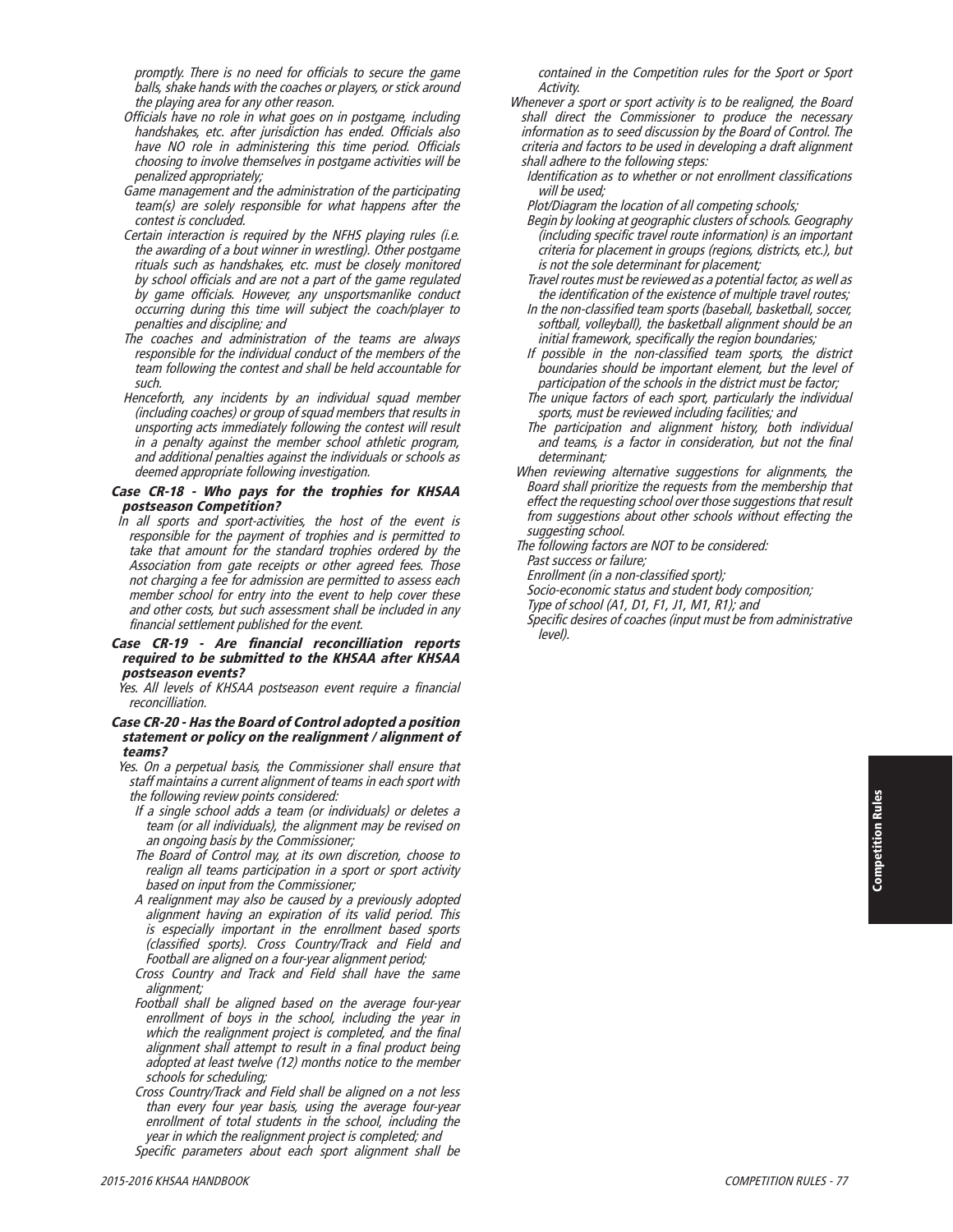*promptly. There is no need for officials to secure the game balls, shake hands with the coaches or players, or stick around the playing area for any other reason.*

*Officials have no role in what goes on in postgame, including handshakes, etc. after jurisdiction has ended. Officials also have NO role in administering this time period. Officials choosing to involve themselves in postgame activities will be penalized appropriately;*

*Game management and the administration of the participating team(s) are solely responsible for what happens after the contest is concluded.*

*Certain interaction is required by the NFHS playing rules (i.e. the awarding of a bout winner in wrestling). Other postgame rituals such as handshakes, etc. must be closely monitored by school officials and are not a part of the game regulated by game officials. However, any unsportsmanlike conduct occurring during this time will subject the coach/player to penalties and discipline; and*

*The coaches and administration of the teams are always responsible for the individual conduct of the members of the team following the contest and shall be held accountable for such.*

*Henceforth, any incidents by an individual squad member (including coaches) or group of squad members that results in unsporting acts immediately following the contest will result in a penalty against the member school athletic program, and additional penalties against the individuals or schools as deemed appropriate following investigation.*

### *Case CR-18 - Who pays for the trophies for KHSAA postseason Competition?*

*In all sports and sport-activities, the host of the event is responsible for the payment of trophies and is permitted to take that amount for the standard trophies ordered by the Association from gate receipts or other agreed fees. Those not charging a fee for admission are permitted to assess each member school for entry into the event to help cover these and other costs, but such assessment shall be included in any financial settlement published for the event.*

### *Case CR-19 - Are financial reconcilliation reports required to be submitted to the KHSAA after KHSAA postseason events?*

*Yes. All levels of KHSAA postseason event require a financial reconcilliation.*

### *Case CR-20 - Has the Board of Control adopted a position statement or policy on the realignment / alignment of teams?*

*Yes. On a perpetual basis, the Commissioner shall ensure that staff maintains a current alignment of teams in each sport with the following review points considered:*

- *If a single school adds a team (or individuals) or deletes a team (or all individuals), the alignment may be revised on an ongoing basis by the Commissioner;*
- *The Board of Control may, at its own discretion, choose to realign all teams participation in a sport or sport activity based on input from the Commissioner;*
- *A realignment may also be caused by a previously adopted alignment having an expiration of its valid period. This is especially important in the enrollment based sports (classified sports). Cross Country/Track and Field and Football are aligned on a four-year alignment period;*
- *Cross Country and Track and Field shall have the same alignment;*
- *Football shall be aligned based on the average four-year enrollment of boys in the school, including the year in which the realignment project is completed, and the final alignment shall attempt to result in a final product being adopted at least twelve (12) months notice to the member schools for scheduling;*
- *Cross Country/Track and Field shall be aligned on a not less than every four year basis, using the average four-year enrollment of total students in the school, including the year in which the realignment project is completed; and*
- *Specific parameters about each sport alignment shall be contained in the Competition rules for the Sport or Sport Activity.*

*Whenever a sport or sport activity is to be realigned, the Board shall direct the Commissioner to produce the necessary information as to seed discussion by the Board of Control. The criteria and factors to be used in developing a draft alignment shall adhere to the following steps:*

- *Identification as to whether or not enrollment classifications will be used;*
- *Plot/Diagram the location of all competing schools;*
- *Begin by looking at geographic clusters of schools. Geography (including specific travel route information) is an important criteria for placement in groups (regions, districts, etc.), but is not the sole determinant for placement;*
- *Travel routes must be reviewed as a potential factor, as well as the identification of the existence of multiple travel routes;*
- *In the non-classified team sports (baseball, basketball, soccer, softball, volleyball), the basketball alignment should be an initial framework, specifically the region boundaries;*
- *If possible in the non-classified team sports, the district boundaries should be important element, but the level of participation of the schools in the district must be factor;*
- *The unique factors of each sport, particularly the individual sports, must be reviewed including facilities; and*
- *The participation and alignment history, both individual and teams, is a factor in consideration, but not the final determinant;*

*When reviewing alternative suggestions for alignments, the Board shall prioritize the requests from the membership that effect the requesting school over those suggestions that result from suggestions about other schools without effecting the suggesting school.*

*The following factors are NOT to be considered:*

- *Past success or failure;*
- *Enrollment (in a non-classified sport);*
- *Socio-economic status and student body composition;*
- *Type of school (A1, D1, F1, J1, M1, R1); and*
- *Specific desires of coaches (input must be from administrative level).*